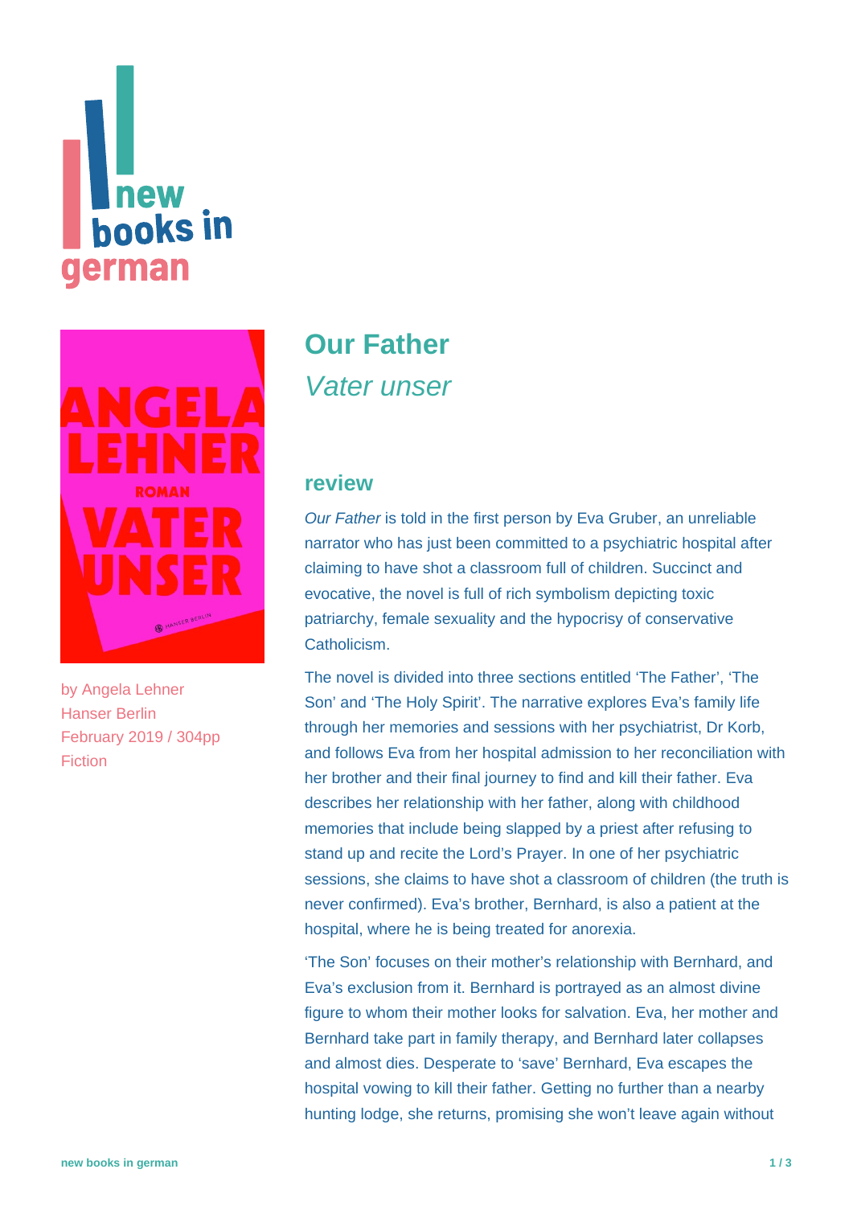# Our Father

*Vater unser*

by Angela Lehner
Hanser Berlin
February 2019 / 304pp
Fiction

## review

*Our Father* is told in the first person by Eva Gruber, an unreliable narrator who has just been committed to a psychiatric hospital after claiming to have shot a classroom full of children. Succinct and evocative, the novel is full of rich symbolism depicting toxic patriarchy, female sexuality and the hypocrisy of conservative Catholicism.

The novel is divided into three sections entitled 'The Father', 'The Son' and 'The Holy Spirit'. The narrative explores Eva's family life through her memories and sessions with her psychiatrist, Dr Korb, and follows Eva from her hospital admission to her reconciliation with her brother and their final journey to find and kill their father. Eva describes her relationship with her father, along with childhood memories that include being slapped by a priest after refusing to stand up and recite the Lord's Prayer. In one of her psychiatric sessions, she claims to have shot a classroom of children (the truth is never confirmed). Eva's brother, Bernhard, is also a patient at the hospital, where he is being treated for anorexia.

'The Son' focuses on their mother's relationship with Bernhard, and Eva's exclusion from it. Bernhard is portrayed as an almost divine figure to whom their mother looks for salvation. Eva, her mother and Bernhard take part in family therapy, and Bernhard later collapses and almost dies. Desperate to 'save' Bernhard, Eva escapes the hospital vowing to kill their father. Getting no further than a nearby hunting lodge, she returns, promising she won't leave again without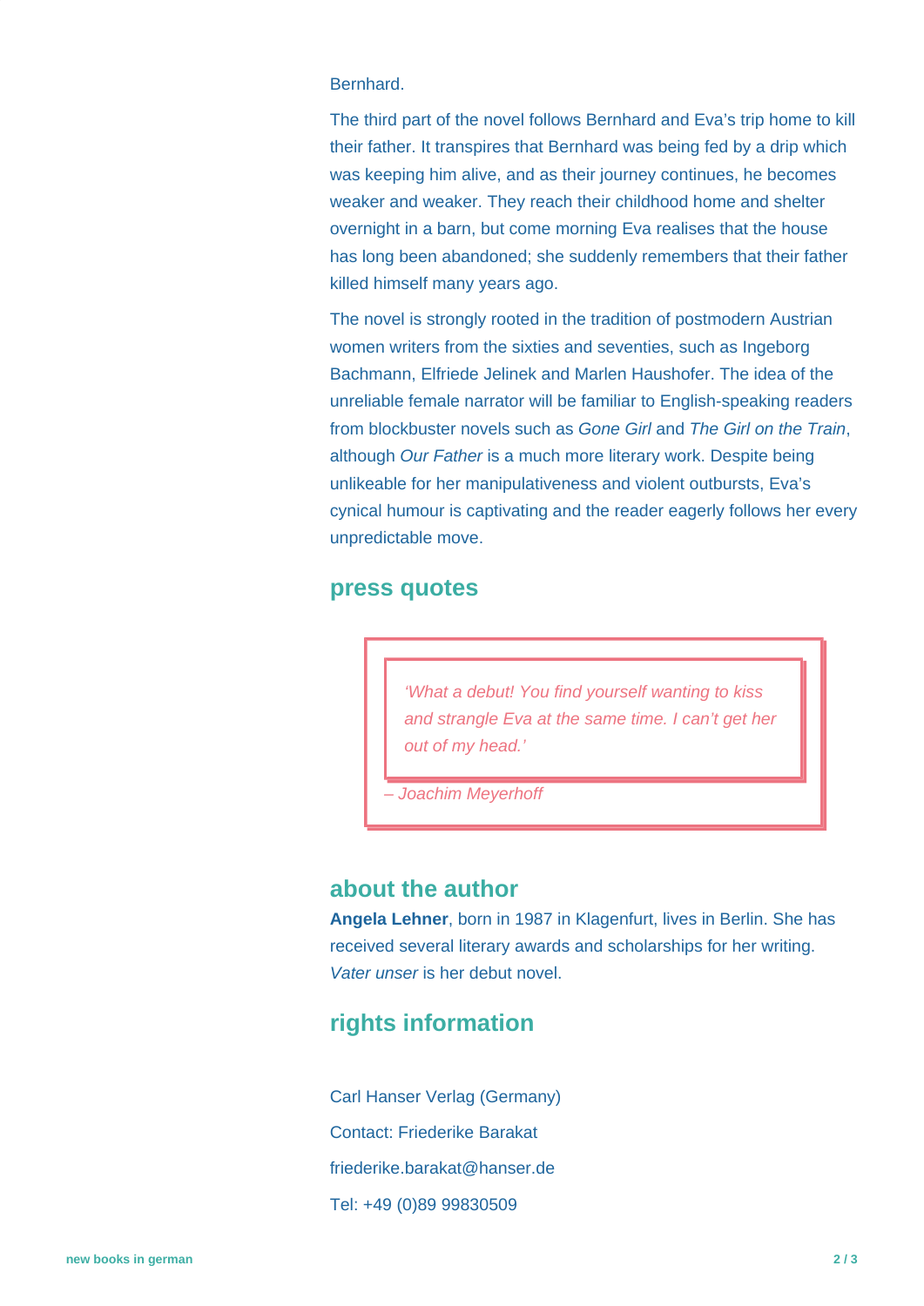Bernhard.

The third part of the novel follows Bernhard and Eva's trip home to kill their father. It transpires that Bernhard was being fed by a drip which was keeping him alive, and as their journey continues, he becomes weaker and weaker. They reach their childhood home and shelter overnight in a barn, but come morning Eva realises that the house has long been abandoned; she suddenly remembers that their father killed himself many years ago.

The novel is strongly rooted in the tradition of postmodern Austrian women writers from the sixties and seventies, such as Ingeborg Bachmann, Elfriede Jelinek and Marlen Haushofer. The idea of the unreliable female narrator will be familiar to English-speaking readers from blockbuster novels such as *Gone Girl* and *The Girl on the Train*, although *Our Father* is a much more literary work. Despite being unlikeable for her manipulativeness and violent outbursts, Eva's cynical humour is captivating and the reader eagerly follows her every unpredictable move.

## press quotes

> *'What a debut! You find yourself wanting to kiss and strangle Eva at the same time. I can't get her out of my head.'*
>
> *– Joachim Meyerhoff*

## about the author

**Angela Lehner**, born in 1987 in Klagenfurt, lives in Berlin. She has received several literary awards and scholarships for her writing. *Vater unser* is her debut novel.

## rights information

Carl Hanser Verlag (Germany)

Contact: Friederike Barakat

friederike.barakat@hanser.de

Tel: +49 (0)89 99830509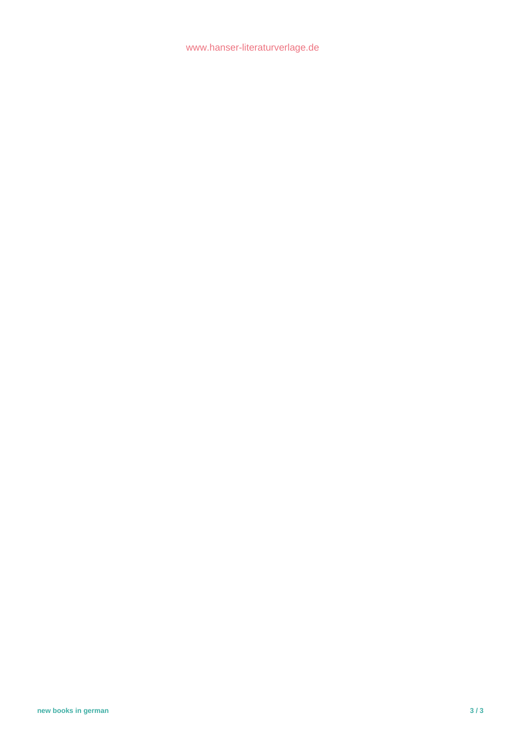www.hanser-literaturverlage.de